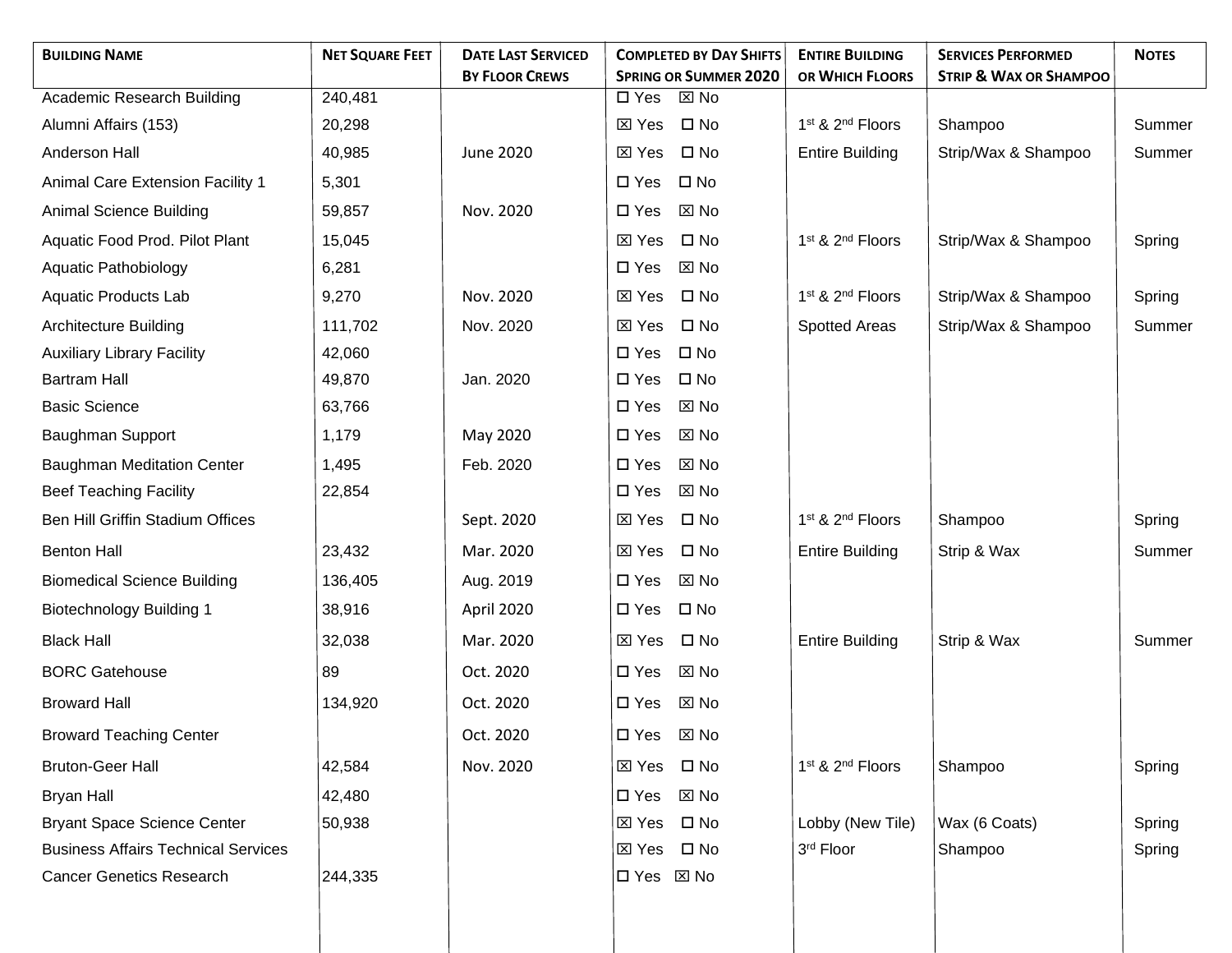| Building Name | Net Square Feet | Date Last Serviced By Floor Crews | Completed by Day Shifts Spring or Summer 2020 | Entire Building or Which Floors | Services Performed Strip & Wax or Shampoo | Notes |
|---|---|---|---|---|---|---|
| Academic Research Building | 240,481 | | ☐ Yes ☒ No | | | |
| Alumni Affairs (153) | 20,298 | | ☒ Yes ☐ No | 1st & 2nd Floors | Shampoo | Summer |
| Anderson Hall | 40,985 | June 2020 | ☒ Yes ☐ No | Entire Building | Strip/Wax & Shampoo | Summer |
| Animal Care Extension Facility 1 | 5,301 | | ☐ Yes ☐ No | | | |
| Animal Science Building | 59,857 | Nov. 2020 | ☐ Yes ☒ No | | | |
| Aquatic Food Prod. Pilot Plant | 15,045 | | ☒ Yes ☐ No | 1st & 2nd Floors | Strip/Wax & Shampoo | Spring |
| Aquatic Pathobiology | 6,281 | | ☐ Yes ☒ No | | | |
| Aquatic Products Lab | 9,270 | Nov. 2020 | ☒ Yes ☐ No | 1st & 2nd Floors | Strip/Wax & Shampoo | Spring |
| Architecture Building | 111,702 | Nov. 2020 | ☒ Yes ☐ No | Spotted Areas | Strip/Wax & Shampoo | Summer |
| Auxiliary Library Facility | 42,060 | | ☐ Yes ☐ No | | | |
| Bartram Hall | 49,870 | Jan. 2020 | ☐ Yes ☐ No | | | |
| Basic Science | 63,766 | | ☐ Yes ☒ No | | | |
| Baughman Support | 1,179 | May 2020 | ☐ Yes ☒ No | | | |
| Baughman Meditation Center | 1,495 | Feb. 2020 | ☐ Yes ☒ No | | | |
| Beef Teaching Facility | 22,854 | | ☐ Yes ☒ No | | | |
| Ben Hill Griffin Stadium Offices | | Sept. 2020 | ☒ Yes ☐ No | 1st & 2nd Floors | Shampoo | Spring |
| Benton Hall | 23,432 | Mar. 2020 | ☒ Yes ☐ No | Entire Building | Strip & Wax | Summer |
| Biomedical Science Building | 136,405 | Aug. 2019 | ☐ Yes ☒ No | | | |
| Biotechnology Building 1 | 38,916 | April 2020 | ☐ Yes ☐ No | | | |
| Black Hall | 32,038 | Mar. 2020 | ☒ Yes ☐ No | Entire Building | Strip & Wax | Summer |
| BORC Gatehouse | 89 | Oct. 2020 | ☐ Yes ☒ No | | | |
| Broward Hall | 134,920 | Oct. 2020 | ☐ Yes ☒ No | | | |
| Broward Teaching Center | | Oct. 2020 | ☐ Yes ☒ No | | | |
| Bruton-Geer Hall | 42,584 | Nov. 2020 | ☒ Yes ☐ No | 1st & 2nd Floors | Shampoo | Spring |
| Bryan Hall | 42,480 | | ☐ Yes ☒ No | | | |
| Bryant Space Science Center | 50,938 | | ☒ Yes ☐ No | Lobby (New Tile) | Wax (6 Coats) | Spring |
| Business Affairs Technical Services | | | ☒ Yes ☐ No | 3rd Floor | Shampoo | Spring |
| Cancer Genetics Research | 244,335 | | ☐ Yes ☒ No | | | |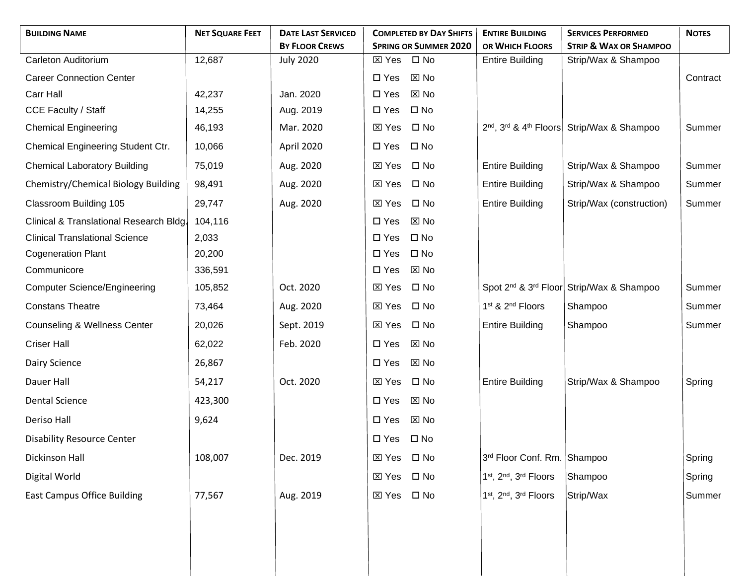| Building Name | Net Square Feet | Date Last Serviced By Floor Crews | Completed by Day Shifts Spring or Summer 2020 | Entire Building or Which Floors | Services Performed Strip & Wax or Shampoo | Notes |
|---|---|---|---|---|---|---|
| Carleton Auditorium | 12,687 | July 2020 | ☒ Yes ☐ No | Entire Building | Strip/Wax & Shampoo | |
| Career Connection Center | | | ☐ Yes ☒ No | | | Contract |
| Carr Hall | 42,237 | Jan. 2020 | ☐ Yes ☒ No | | | |
| CCE Faculty / Staff | 14,255 | Aug. 2019 | ☐ Yes ☐ No | | | |
| Chemical Engineering | 46,193 | Mar. 2020 | ☒ Yes ☐ No | 2nd, 3rd & 4th Floors | Strip/Wax & Shampoo | Summer |
| Chemical Engineering Student Ctr. | 10,066 | April 2020 | ☐ Yes ☐ No | | | |
| Chemical Laboratory Building | 75,019 | Aug. 2020 | ☒ Yes ☐ No | Entire Building | Strip/Wax & Shampoo | Summer |
| Chemistry/Chemical Biology Building | 98,491 | Aug. 2020 | ☒ Yes ☐ No | Entire Building | Strip/Wax & Shampoo | Summer |
| Classroom Building 105 | 29,747 | Aug. 2020 | ☒ Yes ☐ No | Entire Building | Strip/Wax (construction) | Summer |
| Clinical & Translational Research Bldg. | 104,116 | | ☐ Yes ☒ No | | | |
| Clinical Translational Science | 2,033 | | ☐ Yes ☐ No | | | |
| Cogeneration Plant | 20,200 | | ☐ Yes ☐ No | | | |
| Communicore | 336,591 | | ☐ Yes ☒ No | | | |
| Computer Science/Engineering | 105,852 | Oct. 2020 | ☒ Yes ☐ No | Spot 2nd & 3rd Floor | Strip/Wax & Shampoo | Summer |
| Constans Theatre | 73,464 | Aug. 2020 | ☒ Yes ☐ No | 1st & 2nd Floors | Shampoo | Summer |
| Counseling & Wellness Center | 20,026 | Sept. 2019 | ☒ Yes ☐ No | Entire Building | Shampoo | Summer |
| Criser Hall | 62,022 | Feb. 2020 | ☐ Yes ☒ No | | | |
| Dairy Science | 26,867 | | ☐ Yes ☒ No | | | |
| Dauer Hall | 54,217 | Oct. 2020 | ☒ Yes ☐ No | Entire Building | Strip/Wax & Shampoo | Spring |
| Dental Science | 423,300 | | ☐ Yes ☒ No | | | |
| Deriso Hall | 9,624 | | ☐ Yes ☒ No | | | |
| Disability Resource Center | | | ☐ Yes ☐ No | | | |
| Dickinson Hall | 108,007 | Dec. 2019 | ☒ Yes ☐ No | 3rd Floor Conf. Rm. | Shampoo | Spring |
| Digital World | | | ☒ Yes ☐ No | 1st, 2nd, 3rd Floors | Shampoo | Spring |
| East Campus Office Building | 77,567 | Aug. 2019 | ☒ Yes ☐ No | 1st, 2nd, 3rd Floors | Strip/Wax | Summer |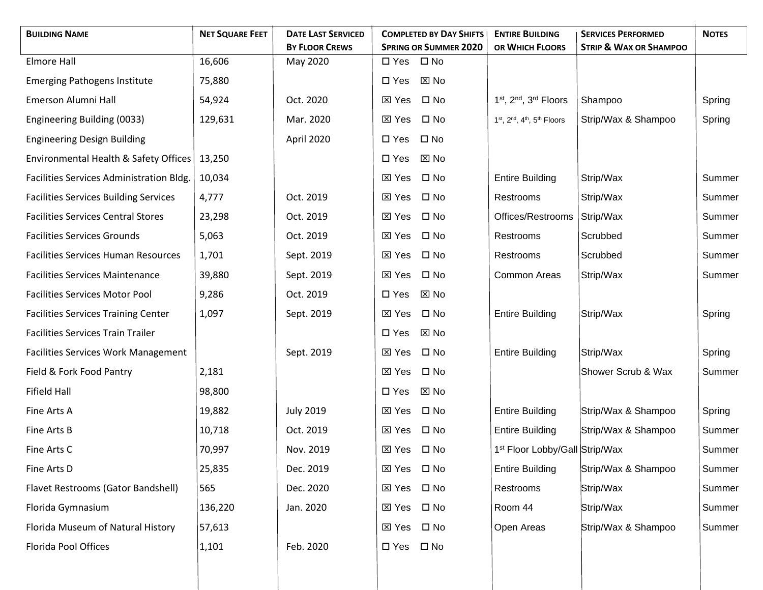| **Building Name** | **Net Square Feet** | **Date Last Serviced By Floor Crews** | **Completed by Day Shifts Spring or Summer 2020** | **Entire Building or Which Floors** | **Services Performed Strip & Wax or Shampoo** | **Notes** |
|---|---|---|---|---|---|---|
| Elmore Hall | 16,606 | May 2020 | ☐ Yes ☐ No | | | |
| Emerging Pathogens Institute | 75,880 | | ☐ Yes ☒ No | | | |
| Emerson Alumni Hall | 54,924 | Oct. 2020 | ☒ Yes ☐ No | 1st, 2nd, 3rd Floors | Shampoo | Spring |
| Engineering Building (0033) | 129,631 | Mar. 2020 | ☒ Yes ☐ No | 1st, 2nd, 4th, 5th Floors | Strip/Wax & Shampoo | Spring |
| Engineering Design Building | | April 2020 | ☐ Yes ☐ No | | | |
| Environmental Health & Safety Offices | 13,250 | | ☐ Yes ☒ No | | | |
| Facilities Services Administration Bldg. | 10,034 | | ☒ Yes ☐ No | Entire Building | Strip/Wax | Summer |
| Facilities Services Building Services | 4,777 | Oct. 2019 | ☒ Yes ☐ No | Restrooms | Strip/Wax | Summer |
| Facilities Services Central Stores | 23,298 | Oct. 2019 | ☒ Yes ☐ No | Offices/Restrooms | Strip/Wax | Summer |
| Facilities Services Grounds | 5,063 | Oct. 2019 | ☒ Yes ☐ No | Restrooms | Scrubbed | Summer |
| Facilities Services Human Resources | 1,701 | Sept. 2019 | ☒ Yes ☐ No | Restrooms | Scrubbed | Summer |
| Facilities Services Maintenance | 39,880 | Sept. 2019 | ☒ Yes ☐ No | Common Areas | Strip/Wax | Summer |
| Facilities Services Motor Pool | 9,286 | Oct. 2019 | ☐ Yes ☒ No | | | |
| Facilities Services Training Center | 1,097 | Sept. 2019 | ☒ Yes ☐ No | Entire Building | Strip/Wax | Spring |
| Facilities Services Train Trailer | | | ☐ Yes ☒ No | | | |
| Facilities Services Work Management | | Sept. 2019 | ☒ Yes ☐ No | Entire Building | Strip/Wax | Spring |
| Field & Fork Food Pantry | 2,181 | | ☒ Yes ☐ No | | Shower Scrub & Wax | Summer |
| Fifield Hall | 98,800 | | ☐ Yes ☒ No | | | |
| Fine Arts A | 19,882 | July 2019 | ☒ Yes ☐ No | Entire Building | Strip/Wax & Shampoo | Spring |
| Fine Arts B | 10,718 | Oct. 2019 | ☒ Yes ☐ No | Entire Building | Strip/Wax & Shampoo | Summer |
| Fine Arts C | 70,997 | Nov. 2019 | ☒ Yes ☐ No | 1st Floor Lobby/Gall | Strip/Wax | Summer |
| Fine Arts D | 25,835 | Dec. 2019 | ☒ Yes ☐ No | Entire Building | Strip/Wax & Shampoo | Summer |
| Flavet Restrooms (Gator Bandshell) | 565 | Dec. 2020 | ☒ Yes ☐ No | Restrooms | Strip/Wax | Summer |
| Florida Gymnasium | 136,220 | Jan. 2020 | ☒ Yes ☐ No | Room 44 | Strip/Wax | Summer |
| Florida Museum of Natural History | 57,613 | | ☒ Yes ☐ No | Open Areas | Strip/Wax & Shampoo | Summer |
| Florida Pool Offices | 1,101 | Feb. 2020 | ☐ Yes ☐ No | | | |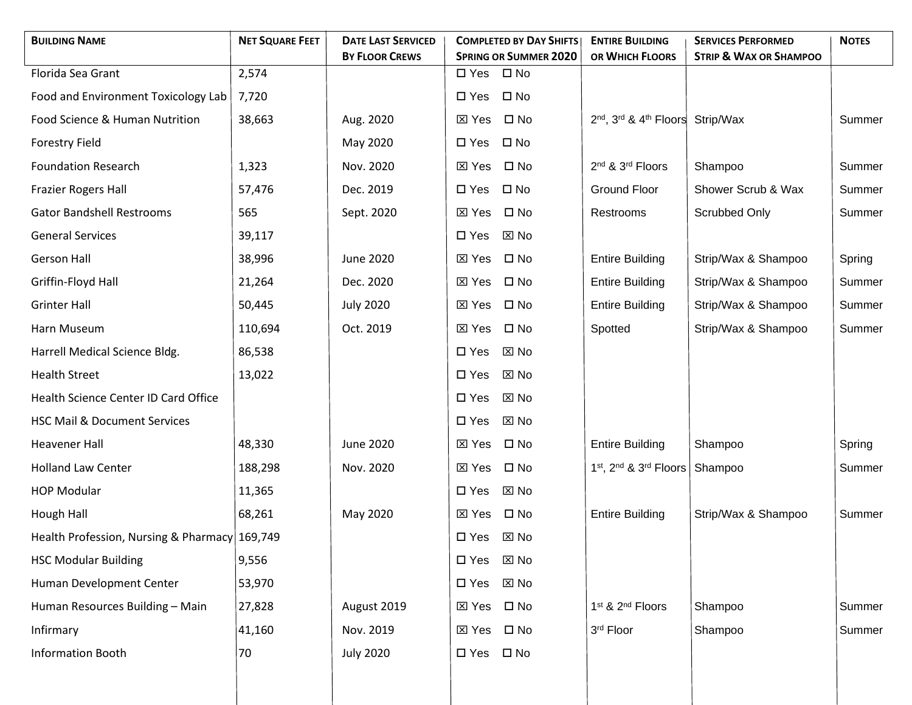| Building Name | Net Square Feet | Date Last Serviced By Floor Crews | Completed by Day Shifts Spring or Summer 2020 | Entire Building or Which Floors | Services Performed Strip & Wax or Shampoo | Notes |
|---|---|---|---|---|---|---|
| Florida Sea Grant | 2,574 | | ☐ Yes ☐ No | | | |
| Food and Environment Toxicology Lab | 7,720 | | ☐ Yes ☐ No | | | |
| Food Science & Human Nutrition | 38,663 | Aug. 2020 | ☒ Yes ☐ No | 2nd, 3rd & 4th Floors | Strip/Wax | Summer |
| Forestry Field | | May 2020 | ☐ Yes ☐ No | | | |
| Foundation Research | 1,323 | Nov. 2020 | ☒ Yes ☐ No | 2nd & 3rd Floors | Shampoo | Summer |
| Frazier Rogers Hall | 57,476 | Dec. 2019 | ☐ Yes ☐ No | Ground Floor | Shower Scrub & Wax | Summer |
| Gator Bandshell Restrooms | 565 | Sept. 2020 | ☒ Yes ☐ No | Restrooms | Scrubbed Only | Summer |
| General Services | 39,117 | | ☐ Yes ☒ No | | | |
| Gerson Hall | 38,996 | June 2020 | ☒ Yes ☐ No | Entire Building | Strip/Wax & Shampoo | Spring |
| Griffin-Floyd Hall | 21,264 | Dec. 2020 | ☒ Yes ☐ No | Entire Building | Strip/Wax & Shampoo | Summer |
| Grinter Hall | 50,445 | July 2020 | ☒ Yes ☐ No | Entire Building | Strip/Wax & Shampoo | Summer |
| Harn Museum | 110,694 | Oct. 2019 | ☒ Yes ☐ No | Spotted | Strip/Wax & Shampoo | Summer |
| Harrell Medical Science Bldg. | 86,538 | | ☐ Yes ☒ No | | | |
| Health Street | 13,022 | | ☐ Yes ☒ No | | | |
| Health Science Center ID Card Office | | | ☐ Yes ☒ No | | | |
| HSC Mail & Document Services | | | ☐ Yes ☒ No | | | |
| Heavener Hall | 48,330 | June 2020 | ☒ Yes ☐ No | Entire Building | Shampoo | Spring |
| Holland Law Center | 188,298 | Nov. 2020 | ☒ Yes ☐ No | 1st, 2nd & 3rd Floors | Shampoo | Summer |
| HOP Modular | 11,365 | | ☐ Yes ☒ No | | | |
| Hough Hall | 68,261 | May 2020 | ☒ Yes ☐ No | Entire Building | Strip/Wax & Shampoo | Summer |
| Health Profession, Nursing & Pharmacy | 169,749 | | ☐ Yes ☒ No | | | |
| HSC Modular Building | 9,556 | | ☐ Yes ☒ No | | | |
| Human Development Center | 53,970 | | ☐ Yes ☒ No | | | |
| Human Resources Building – Main | 27,828 | August 2019 | ☒ Yes ☐ No | 1st & 2nd Floors | Shampoo | Summer |
| Infirmary | 41,160 | Nov. 2019 | ☒ Yes ☐ No | 3rd Floor | Shampoo | Summer |
| Information Booth | 70 | July 2020 | ☐ Yes ☐ No | | | |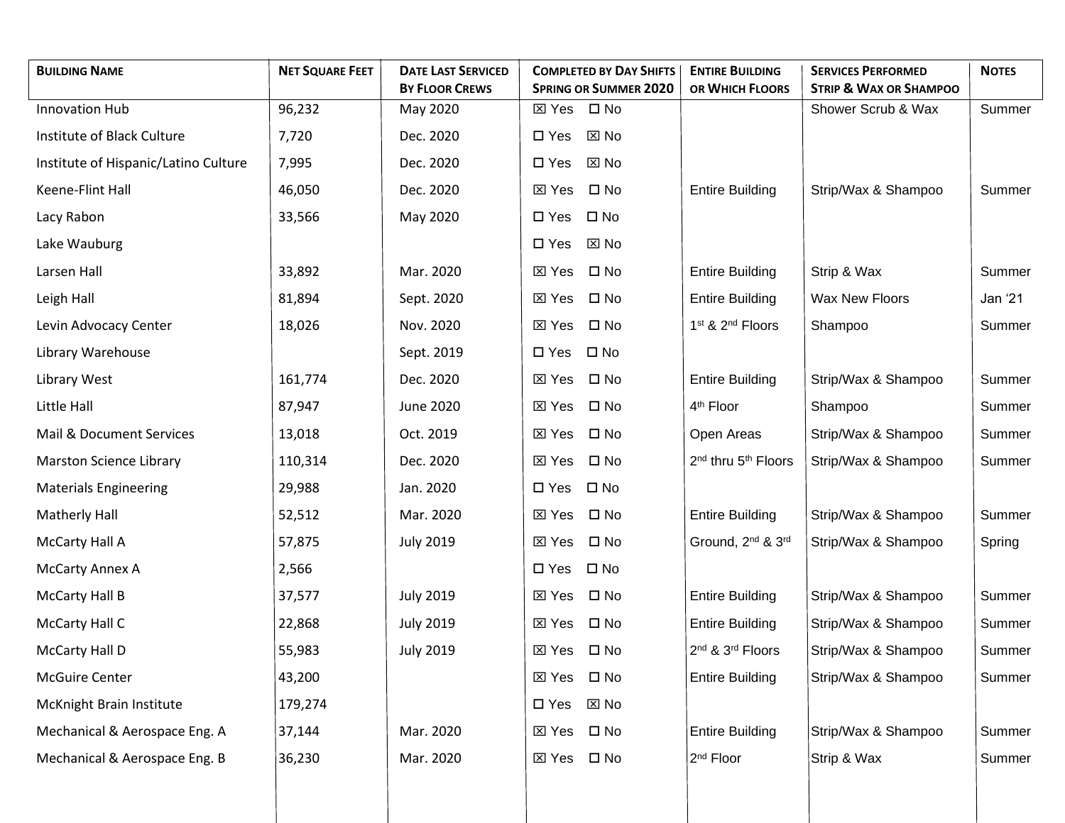| **Building Name** | **Net Square Feet** | **Date Last Serviced By Floor Crews** | **Completed by Day Shifts Spring or Summer 2020** | **Entire Building or Which Floors** | **Services Performed Strip & Wax or Shampoo** | **Notes** |
|---|---|---|---|---|---|---|
| Innovation Hub | 96,232 | May 2020 | ☒ Yes ☐ No | | Shower Scrub & Wax | Summer |
| Institute of Black Culture | 7,720 | Dec. 2020 | ☐ Yes ☒ No | | | |
| Institute of Hispanic/Latino Culture | 7,995 | Dec. 2020 | ☐ Yes ☒ No | | | |
| Keene-Flint Hall | 46,050 | Dec. 2020 | ☒ Yes ☐ No | Entire Building | Strip/Wax & Shampoo | Summer |
| Lacy Rabon | 33,566 | May 2020 | ☐ Yes ☐ No | | | |
| Lake Wauburg | | | ☐ Yes ☒ No | | | |
| Larsen Hall | 33,892 | Mar. 2020 | ☒ Yes ☐ No | Entire Building | Strip & Wax | Summer |
| Leigh Hall | 81,894 | Sept. 2020 | ☒ Yes ☐ No | Entire Building | Wax New Floors | Jan '21 |
| Levin Advocacy Center | 18,026 | Nov. 2020 | ☒ Yes ☐ No | 1st & 2nd Floors | Shampoo | Summer |
| Library Warehouse | | Sept. 2019 | ☐ Yes ☐ No | | | |
| Library West | 161,774 | Dec. 2020 | ☒ Yes ☐ No | Entire Building | Strip/Wax & Shampoo | Summer |
| Little Hall | 87,947 | June 2020 | ☒ Yes ☐ No | 4th Floor | Shampoo | Summer |
| Mail & Document Services | 13,018 | Oct. 2019 | ☒ Yes ☐ No | Open Areas | Strip/Wax & Shampoo | Summer |
| Marston Science Library | 110,314 | Dec. 2020 | ☒ Yes ☐ No | 2nd thru 5th Floors | Strip/Wax & Shampoo | Summer |
| Materials Engineering | 29,988 | Jan. 2020 | ☐ Yes ☐ No | | | |
| Matherly Hall | 52,512 | Mar. 2020 | ☒ Yes ☐ No | Entire Building | Strip/Wax & Shampoo | Summer |
| McCarty Hall A | 57,875 | July 2019 | ☒ Yes ☐ No | Ground, 2nd & 3rd | Strip/Wax & Shampoo | Spring |
| McCarty Annex A | 2,566 | | ☐ Yes ☐ No | | | |
| McCarty Hall B | 37,577 | July 2019 | ☒ Yes ☐ No | Entire Building | Strip/Wax & Shampoo | Summer |
| McCarty Hall C | 22,868 | July 2019 | ☒ Yes ☐ No | Entire Building | Strip/Wax & Shampoo | Summer |
| McCarty Hall D | 55,983 | July 2019 | ☒ Yes ☐ No | 2nd & 3rd Floors | Strip/Wax & Shampoo | Summer |
| McGuire Center | 43,200 | | ☒ Yes ☐ No | Entire Building | Strip/Wax & Shampoo | Summer |
| McKnight Brain Institute | 179,274 | | ☐ Yes ☒ No | | | |
| Mechanical & Aerospace Eng. A | 37,144 | Mar. 2020 | ☒ Yes ☐ No | Entire Building | Strip/Wax & Shampoo | Summer |
| Mechanical & Aerospace Eng. B | 36,230 | Mar. 2020 | ☒ Yes ☐ No | 2nd Floor | Strip & Wax | Summer |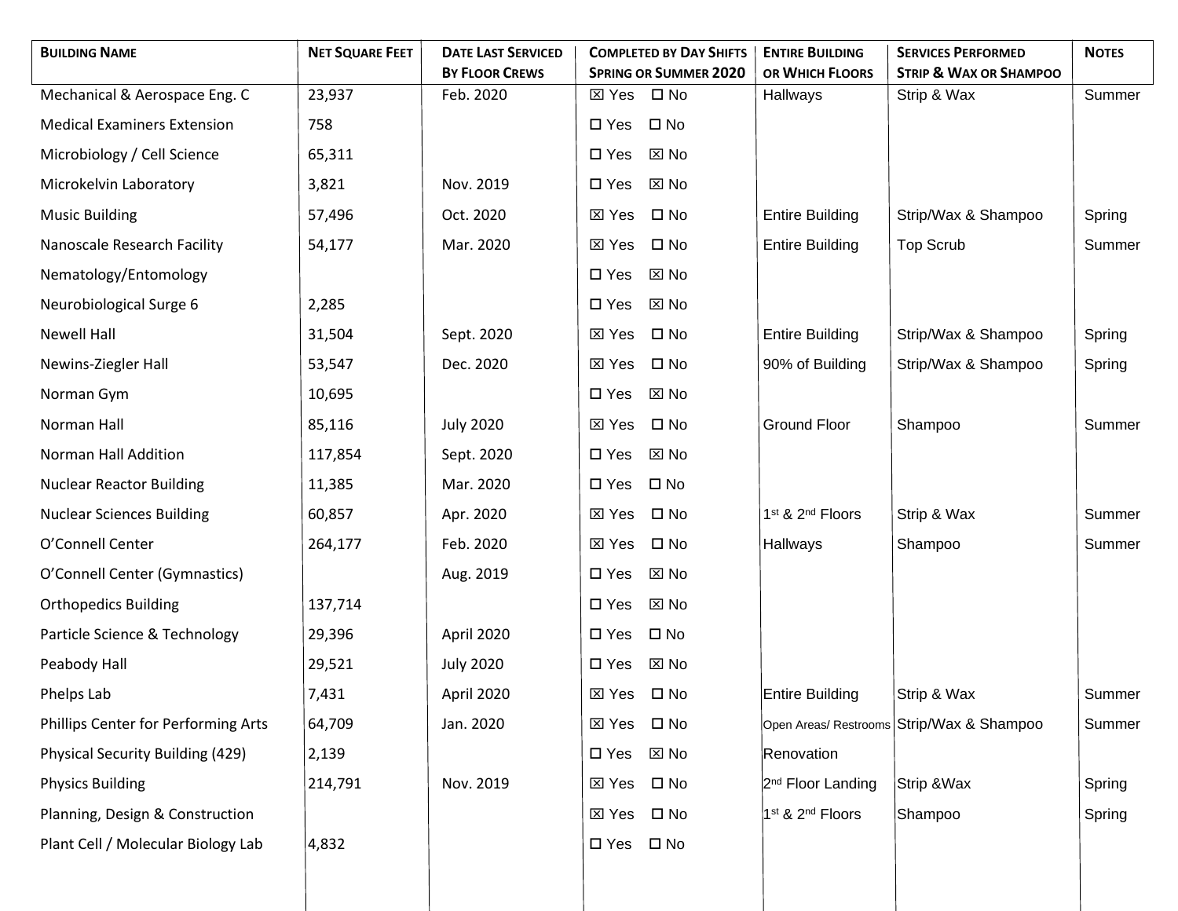| Building Name | Net Square Feet | Date Last Serviced By Floor Crews | Completed by Day Shifts Spring or Summer 2020 | Entire Building or Which Floors | Services Performed Strip & Wax or Shampoo | Notes |
|---|---|---|---|---|---|---|
| Mechanical & Aerospace Eng. C | 23,937 | Feb. 2020 | ☒ Yes ☐ No | Hallways | Strip & Wax | Summer |
| Medical Examiners Extension | 758 | | ☐ Yes ☐ No | | | |
| Microbiology / Cell Science | 65,311 | | ☐ Yes ☒ No | | | |
| Microkelvin Laboratory | 3,821 | Nov. 2019 | ☐ Yes ☒ No | | | |
| Music Building | 57,496 | Oct. 2020 | ☒ Yes ☐ No | Entire Building | Strip/Wax & Shampoo | Spring |
| Nanoscale Research Facility | 54,177 | Mar. 2020 | ☒ Yes ☐ No | Entire Building | Top Scrub | Summer |
| Nematology/Entomology | | | ☐ Yes ☒ No | | | |
| Neurobiological Surge 6 | 2,285 | | ☐ Yes ☒ No | | | |
| Newell Hall | 31,504 | Sept. 2020 | ☒ Yes ☐ No | Entire Building | Strip/Wax & Shampoo | Spring |
| Newins-Ziegler Hall | 53,547 | Dec. 2020 | ☒ Yes ☐ No | 90% of Building | Strip/Wax & Shampoo | Spring |
| Norman Gym | 10,695 | | ☐ Yes ☒ No | | | |
| Norman Hall | 85,116 | July 2020 | ☒ Yes ☐ No | Ground Floor | Shampoo | Summer |
| Norman Hall Addition | 117,854 | Sept. 2020 | ☐ Yes ☒ No | | | |
| Nuclear Reactor Building | 11,385 | Mar. 2020 | ☐ Yes ☐ No | | | |
| Nuclear Sciences Building | 60,857 | Apr. 2020 | ☒ Yes ☐ No | 1st & 2nd Floors | Strip & Wax | Summer |
| O'Connell Center | 264,177 | Feb. 2020 | ☒ Yes ☐ No | Hallways | Shampoo | Summer |
| O'Connell Center (Gymnastics) | | Aug. 2019 | ☐ Yes ☒ No | | | |
| Orthopedics Building | 137,714 | | ☐ Yes ☒ No | | | |
| Particle Science & Technology | 29,396 | April 2020 | ☐ Yes ☐ No | | | |
| Peabody Hall | 29,521 | July 2020 | ☐ Yes ☒ No | | | |
| Phelps Lab | 7,431 | April 2020 | ☒ Yes ☐ No | Entire Building | Strip & Wax | Summer |
| Phillips Center for Performing Arts | 64,709 | Jan. 2020 | ☒ Yes ☐ No | Open Areas/ Restrooms | Strip/Wax & Shampoo | Summer |
| Physical Security Building (429) | 2,139 | | ☐ Yes ☒ No | Renovation | | |
| Physics Building | 214,791 | Nov. 2019 | ☒ Yes ☐ No | 2nd Floor Landing | Strip &Wax | Spring |
| Planning, Design & Construction | | | ☒ Yes ☐ No | 1st & 2nd Floors | Shampoo | Spring |
| Plant Cell / Molecular Biology Lab | 4,832 | | ☐ Yes ☐ No | | | |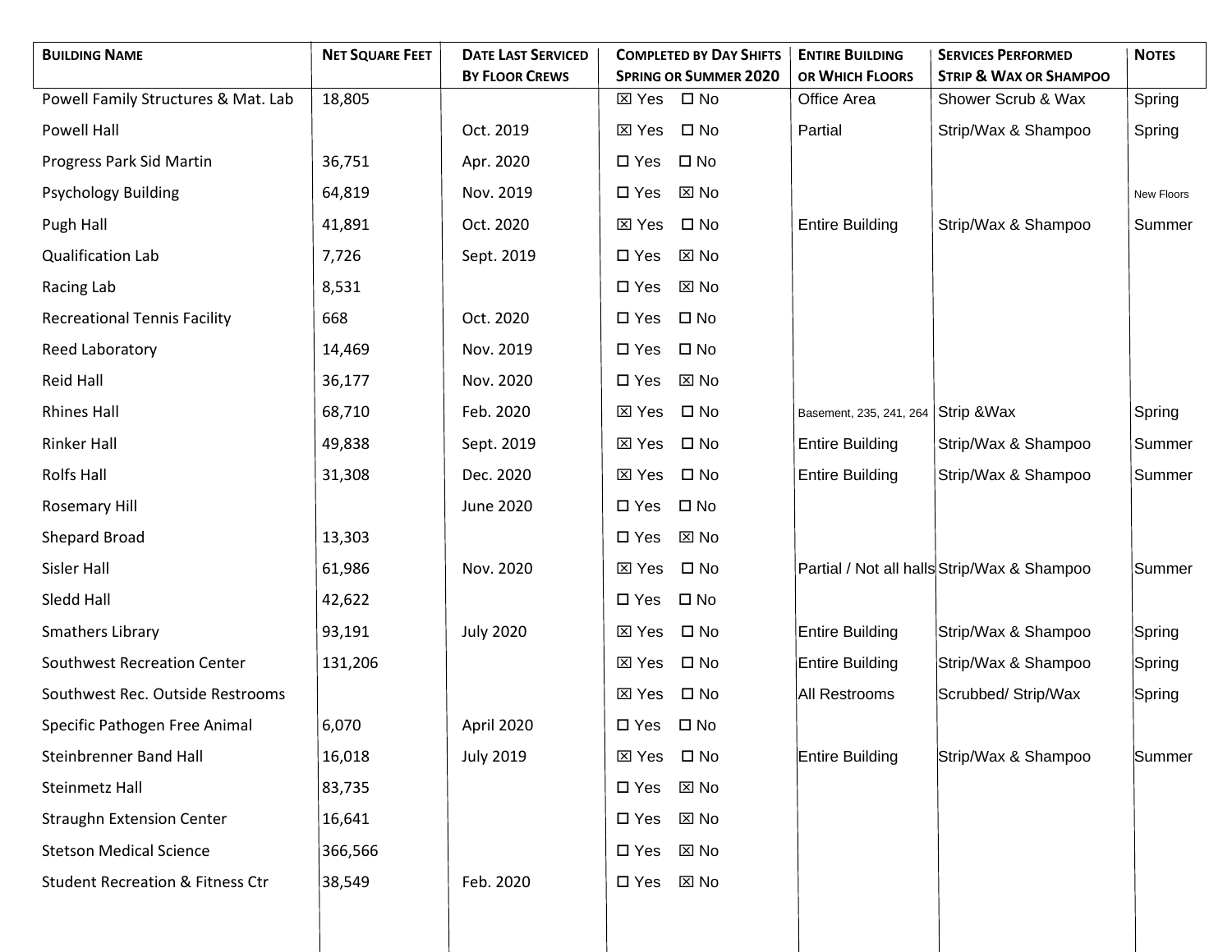| **Building Name** | **Net Square Feet** | **Date Last Serviced By Floor Crews** | **Completed by Day Shifts Spring or Summer 2020** | **Entire Building or Which Floors** | **Services Performed Strip & Wax or Shampoo** | **Notes** |
|---|---|---|---|---|---|---|
| Powell Family Structures & Mat. Lab | 18,805 | | ☒ Yes ☐ No | Office Area | Shower Scrub & Wax | Spring |
| Powell Hall | | Oct. 2019 | ☒ Yes ☐ No | Partial | Strip/Wax & Shampoo | Spring |
| Progress Park Sid Martin | 36,751 | Apr. 2020 | ☐ Yes ☐ No | | | |
| Psychology Building | 64,819 | Nov. 2019 | ☐ Yes ☒ No | | | New Floors |
| Pugh Hall | 41,891 | Oct. 2020 | ☒ Yes ☐ No | Entire Building | Strip/Wax & Shampoo | Summer |
| Qualification Lab | 7,726 | Sept. 2019 | ☐ Yes ☒ No | | | |
| Racing Lab | 8,531 | | ☐ Yes ☒ No | | | |
| Recreational Tennis Facility | 668 | Oct. 2020 | ☐ Yes ☐ No | | | |
| Reed Laboratory | 14,469 | Nov. 2019 | ☐ Yes ☐ No | | | |
| Reid Hall | 36,177 | Nov. 2020 | ☐ Yes ☒ No | | | |
| Rhines Hall | 68,710 | Feb. 2020 | ☒ Yes ☐ No | Basement, 235, 241, 264 | Strip &Wax | Spring |
| Rinker Hall | 49,838 | Sept. 2019 | ☒ Yes ☐ No | Entire Building | Strip/Wax & Shampoo | Summer |
| Rolfs Hall | 31,308 | Dec. 2020 | ☒ Yes ☐ No | Entire Building | Strip/Wax & Shampoo | Summer |
| Rosemary Hill | | June 2020 | ☐ Yes ☐ No | | | |
| Shepard Broad | 13,303 | | ☐ Yes ☒ No | | | |
| Sisler Hall | 61,986 | Nov. 2020 | ☒ Yes ☐ No | Partial / Not all halls | Strip/Wax & Shampoo | Summer |
| Sledd Hall | 42,622 | | ☐ Yes ☐ No | | | |
| Smathers Library | 93,191 | July 2020 | ☒ Yes ☐ No | Entire Building | Strip/Wax & Shampoo | Spring |
| Southwest Recreation Center | 131,206 | | ☒ Yes ☐ No | Entire Building | Strip/Wax & Shampoo | Spring |
| Southwest Rec. Outside Restrooms | | | ☒ Yes ☐ No | All Restrooms | Scrubbed/ Strip/Wax | Spring |
| Specific Pathogen Free Animal | 6,070 | April 2020 | ☐ Yes ☐ No | | | |
| Steinbrenner Band Hall | 16,018 | July 2019 | ☒ Yes ☐ No | Entire Building | Strip/Wax & Shampoo | Summer |
| Steinmetz Hall | 83,735 | | ☐ Yes ☒ No | | | |
| Straughn Extension Center | 16,641 | | ☐ Yes ☒ No | | | |
| Stetson Medical Science | 366,566 | | ☐ Yes ☒ No | | | |
| Student Recreation & Fitness Ctr | 38,549 | Feb. 2020 | ☐ Yes ☒ No | | | |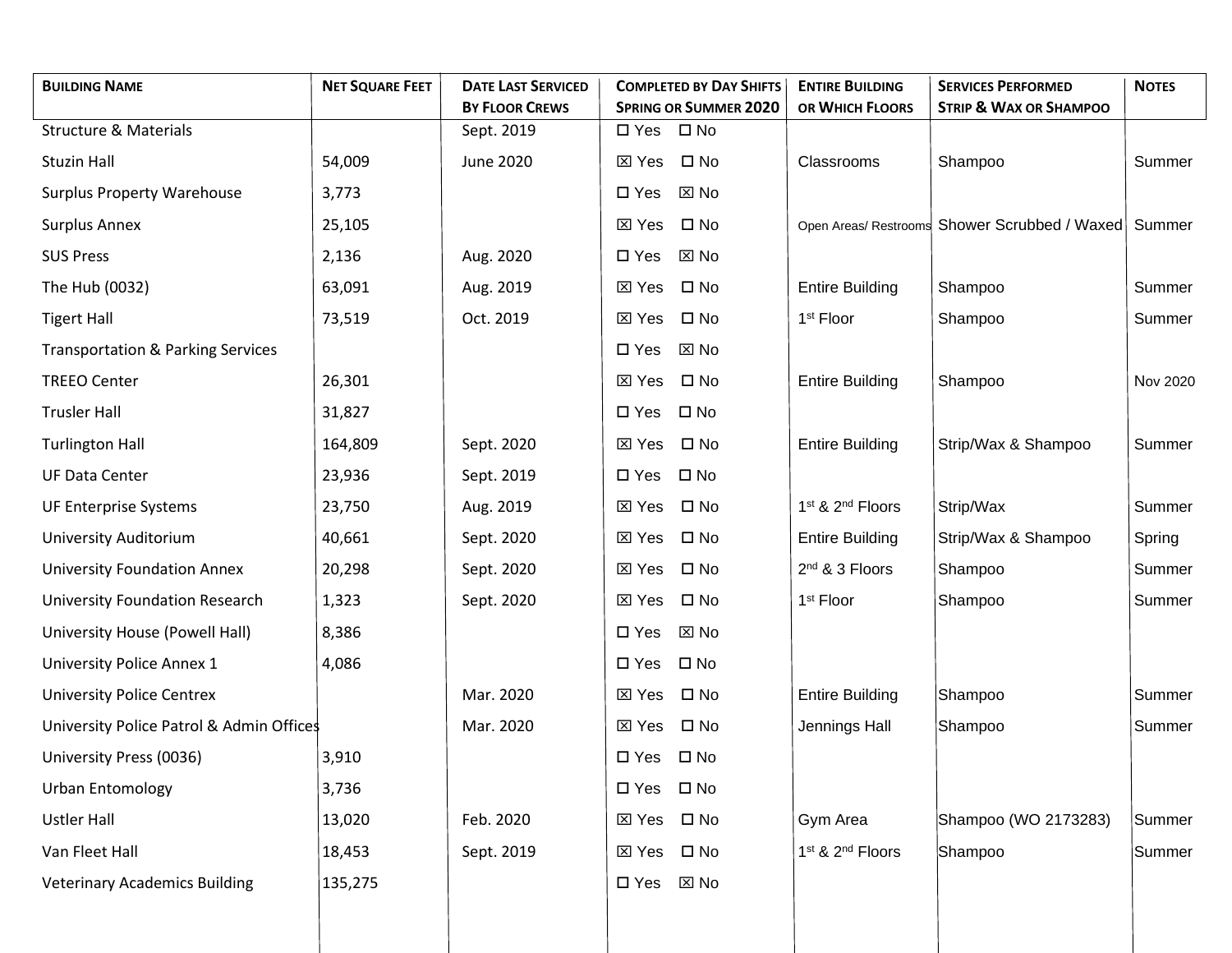| Building Name | Net Square Feet | Date Last Serviced By Floor Crews | Completed by Day Shifts Spring or Summer 2020 | Entire Building or Which Floors | Services Performed Strip & Wax or Shampoo | Notes |
|---|---|---|---|---|---|---|
| Structure & Materials | | Sept. 2019 | ☐ Yes ☐ No | | | |
| Stuzin Hall | 54,009 | June 2020 | ☒ Yes ☐ No | Classrooms | Shampoo | Summer |
| Surplus Property Warehouse | 3,773 | | ☐ Yes ☒ No | | | |
| Surplus Annex | 25,105 | | ☒ Yes ☐ No | Open Areas/ Restrooms | Shower Scrubbed / Waxed | Summer |
| SUS Press | 2,136 | Aug. 2020 | ☐ Yes ☒ No | | | |
| The Hub (0032) | 63,091 | Aug. 2019 | ☒ Yes ☐ No | Entire Building | Shampoo | Summer |
| Tigert Hall | 73,519 | Oct. 2019 | ☒ Yes ☐ No | 1st Floor | Shampoo | Summer |
| Transportation & Parking Services | | | ☐ Yes ☒ No | | | |
| TREEO Center | 26,301 | | ☒ Yes ☐ No | Entire Building | Shampoo | Nov 2020 |
| Trusler Hall | 31,827 | | ☐ Yes ☐ No | | | |
| Turlington Hall | 164,809 | Sept. 2020 | ☒ Yes ☐ No | Entire Building | Strip/Wax & Shampoo | Summer |
| UF Data Center | 23,936 | Sept. 2019 | ☐ Yes ☐ No | | | |
| UF Enterprise Systems | 23,750 | Aug. 2019 | ☒ Yes ☐ No | 1st & 2nd Floors | Strip/Wax | Summer |
| University Auditorium | 40,661 | Sept. 2020 | ☒ Yes ☐ No | Entire Building | Strip/Wax & Shampoo | Spring |
| University Foundation Annex | 20,298 | Sept. 2020 | ☒ Yes ☐ No | 2nd & 3 Floors | Shampoo | Summer |
| University Foundation Research | 1,323 | Sept. 2020 | ☒ Yes ☐ No | 1st Floor | Shampoo | Summer |
| University House (Powell Hall) | 8,386 | | ☐ Yes ☒ No | | | |
| University Police Annex 1 | 4,086 | | ☐ Yes ☐ No | | | |
| University Police Centrex | | Mar. 2020 | ☒ Yes ☐ No | Entire Building | Shampoo | Summer |
| University Police Patrol & Admin Offices | | Mar. 2020 | ☒ Yes ☐ No | Jennings Hall | Shampoo | Summer |
| University Press (0036) | 3,910 | | ☐ Yes ☐ No | | | |
| Urban Entomology | 3,736 | | ☐ Yes ☐ No | | | |
| Ustler Hall | 13,020 | Feb. 2020 | ☒ Yes ☐ No | Gym Area | Shampoo (WO 2173283) | Summer |
| Van Fleet Hall | 18,453 | Sept. 2019 | ☒ Yes ☐ No | 1st & 2nd Floors | Shampoo | Summer |
| Veterinary Academics Building | 135,275 | | ☐ Yes ☒ No | | | |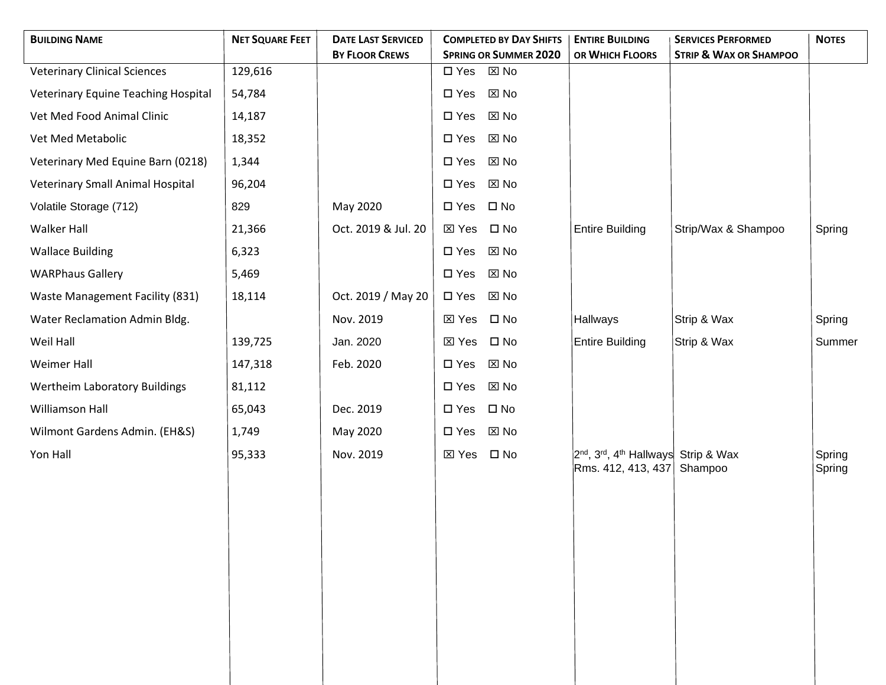| Building Name | Net Square Feet | Date Last Serviced By Floor Crews | Completed by Day Shifts Spring or Summer 2020 | Entire Building or Which Floors | Services Performed Strip & Wax or Shampoo | Notes |
|---|---|---|---|---|---|---|
| Veterinary Clinical Sciences | 129,616 | | ☐ Yes ☒ No | | | |
| Veterinary Equine Teaching Hospital | 54,784 | | ☐ Yes ☒ No | | | |
| Vet Med Food Animal Clinic | 14,187 | | ☐ Yes ☒ No | | | |
| Vet Med Metabolic | 18,352 | | ☐ Yes ☒ No | | | |
| Veterinary Med Equine Barn (0218) | 1,344 | | ☐ Yes ☒ No | | | |
| Veterinary Small Animal Hospital | 96,204 | | ☐ Yes ☒ No | | | |
| Volatile Storage (712) | 829 | May 2020 | ☐ Yes ☐ No | | | |
| Walker Hall | 21,366 | Oct. 2019 & Jul. 20 | ☒ Yes ☐ No | Entire Building | Strip/Wax & Shampoo | Spring |
| Wallace Building | 6,323 | | ☐ Yes ☒ No | | | |
| WARPhaus Gallery | 5,469 | | ☐ Yes ☒ No | | | |
| Waste Management Facility (831) | 18,114 | Oct. 2019 / May 20 | ☐ Yes ☒ No | | | |
| Water Reclamation Admin Bldg. | | Nov. 2019 | ☒ Yes ☐ No | Hallways | Strip & Wax | Spring |
| Weil Hall | 139,725 | Jan. 2020 | ☒ Yes ☐ No | Entire Building | Strip & Wax | Summer |
| Weimer Hall | 147,318 | Feb. 2020 | ☐ Yes ☒ No | | | |
| Wertheim Laboratory Buildings | 81,112 | | ☐ Yes ☒ No | | | |
| Williamson Hall | 65,043 | Dec. 2019 | ☐ Yes ☐ No | | | |
| Wilmont Gardens Admin. (EH&S) | 1,749 | May 2020 | ☐ Yes ☒ No | | | |
| Yon Hall | 95,333 | Nov. 2019 | ☒ Yes ☐ No | 2nd, 3rd, 4th Hallways<br>Rms. 412, 413, 437 | Strip & Wax<br>Shampoo | Spring<br>Spring |